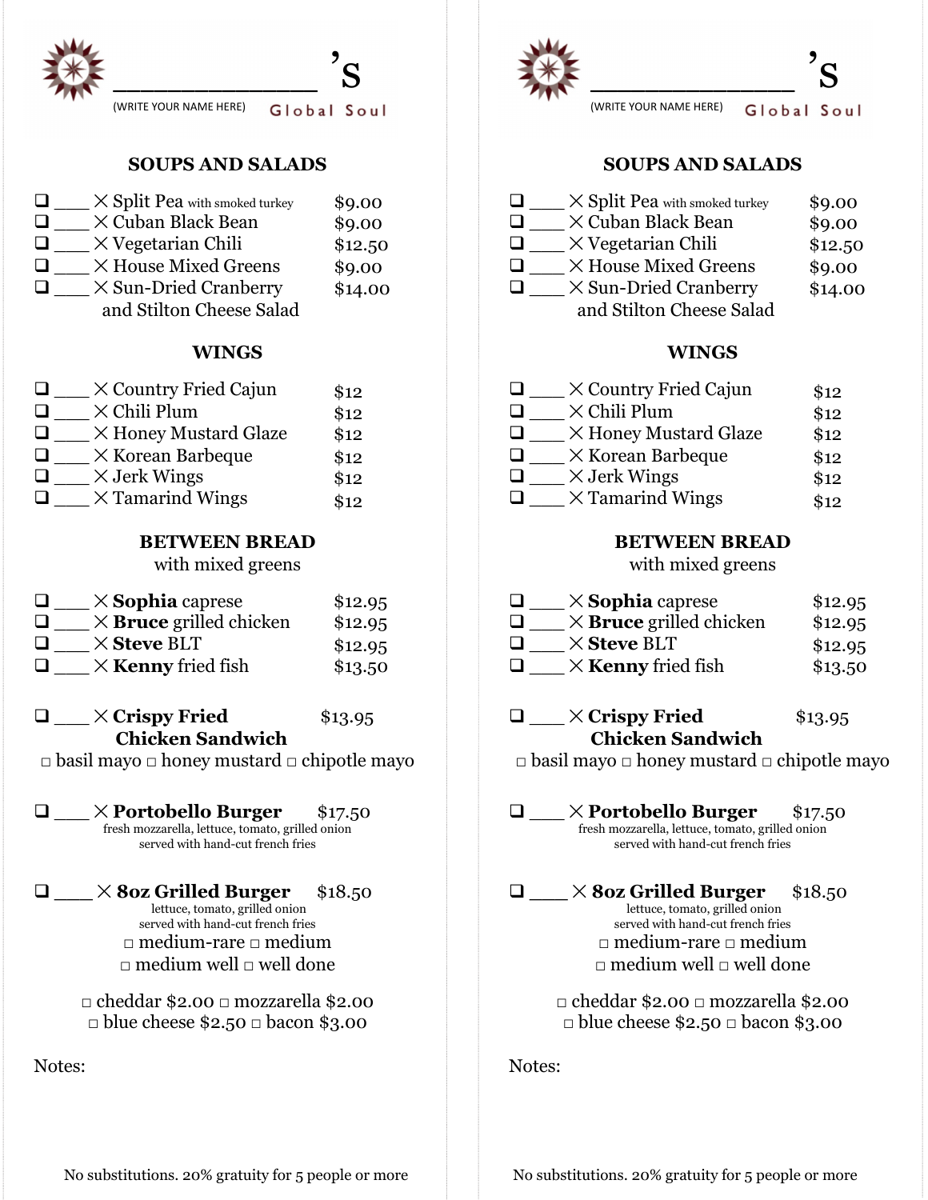______________ 's
(WRITE YOUR NAME HERE) Global Soul

## SOUPS AND SALADS

- ❑ ____ × Split Pea with smoked turkey $9.00
- ❑ ____ × Cuban Black Bean $9.00
- ❑ ____ × Vegetarian Chili $12.50
- ❑ ____ × House Mixed Greens $9.00
- ❑ ____ × Sun-Dried Cranberry and Stilton Cheese Salad $14.00

## WINGS

- ❑ ____ × Country Fried Cajun $12
- ❑ ____ × Chili Plum $12
- ❑ ____ × Honey Mustard Glaze $12
- ❑ ____ × Korean Barbeque $12
- ❑ ____ × Jerk Wings $12
- ❑ ____ × Tamarind Wings $12

## BETWEEN BREAD

with mixed greens

- ❑ ____ × **Sophia** caprese $12.95
- ❑ ____ × **Bruce** grilled chicken $12.95
- ❑ ____ × **Steve** BLT $12.95
- ❑ ____ × **Kenny** fried fish $13.50

❑ ____ × **Crispy Fried Chicken Sandwich** $13.95
□ basil mayo □ honey mustard □ chipotle mayo

❑ ____ × **Portobello Burger** $17.50
fresh mozzarella, lettuce, tomato, grilled onion
served with hand-cut french fries

❑ ____ × **8oz Grilled Burger** $18.50
lettuce, tomato, grilled onion
served with hand-cut french fries
□ medium-rare □ medium
□ medium well □ well done

□ cheddar $2.00 □ mozzarella $2.00
□ blue cheese $2.50 □ bacon $3.00

Notes:

No substitutions. 20% gratuity for 5 people or more

______________ 's
(WRITE YOUR NAME HERE) Global Soul

## SOUPS AND SALADS

- ❑ ____ × Split Pea with smoked turkey $9.00
- ❑ ____ × Cuban Black Bean $9.00
- ❑ ____ × Vegetarian Chili $12.50
- ❑ ____ × House Mixed Greens $9.00
- ❑ ____ × Sun-Dried Cranberry and Stilton Cheese Salad $14.00

## WINGS

- ❑ ____ × Country Fried Cajun $12
- ❑ ____ × Chili Plum $12
- ❑ ____ × Honey Mustard Glaze $12
- ❑ ____ × Korean Barbeque $12
- ❑ ____ × Jerk Wings $12
- ❑ ____ × Tamarind Wings $12

## BETWEEN BREAD

with mixed greens

- ❑ ____ × **Sophia** caprese $12.95
- ❑ ____ × **Bruce** grilled chicken $12.95
- ❑ ____ × **Steve** BLT $12.95
- ❑ ____ × **Kenny** fried fish $13.50

❑ ____ × **Crispy Fried Chicken Sandwich** $13.95
□ basil mayo □ honey mustard □ chipotle mayo

❑ ____ × **Portobello Burger** $17.50
fresh mozzarella, lettuce, tomato, grilled onion
served with hand-cut french fries

❑ ____ × **8oz Grilled Burger** $18.50
lettuce, tomato, grilled onion
served with hand-cut french fries
□ medium-rare □ medium
□ medium well □ well done

□ cheddar $2.00 □ mozzarella $2.00
□ blue cheese $2.50 □ bacon $3.00

Notes:

No substitutions. 20% gratuity for 5 people or more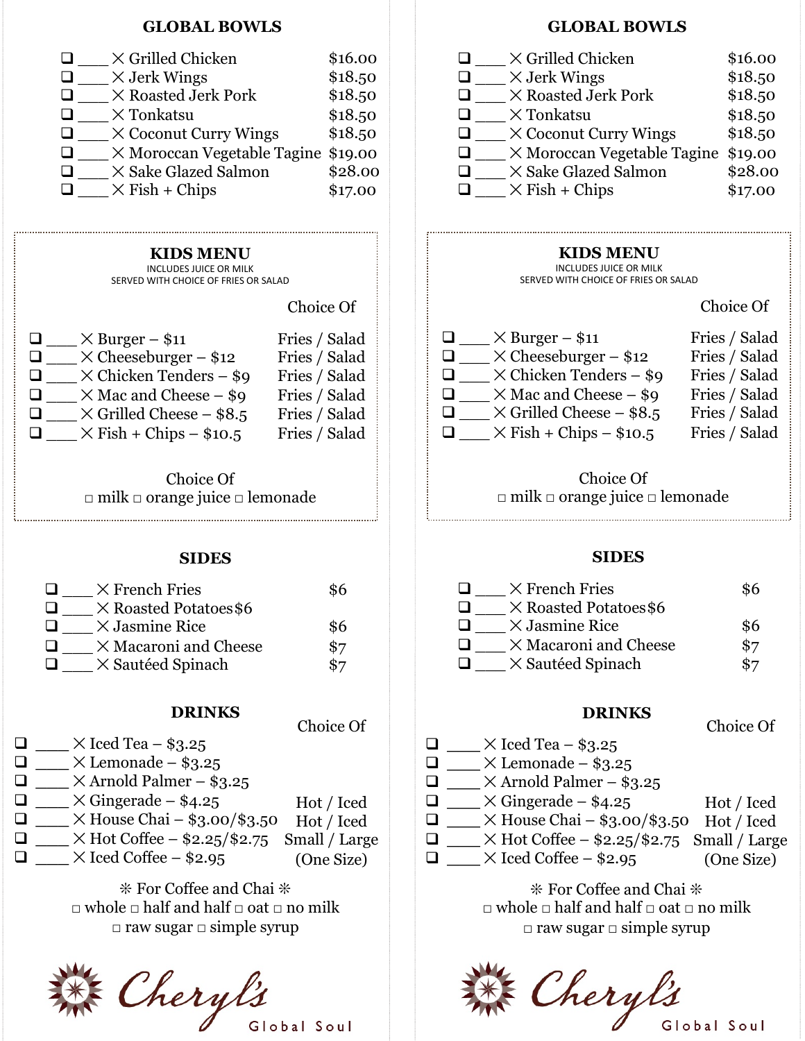## GLOBAL BOWLS

| | |
|---|---|
| ❑ ____ ✕ Grilled Chicken | $16.00 |
| ❑ ____ ✕ Jerk Wings | $18.50 |
| ❑ ____ ✕ Roasted Jerk Pork | $18.50 |
| ❑ ____ ✕ Tonkatsu | $18.50 |
| ❑ ____ ✕ Coconut Curry Wings | $18.50 |
| ❑ ____ ✕ Moroccan Vegetable Tagine | $19.00 |
| ❑ ____ ✕ Sake Glazed Salmon | $28.00 |
| ❑ ____ ✕ Fish + Chips | $17.00 |

## KIDS MENU

INCLUDES JUICE OR MILK
SERVED WITH CHOICE OF FRIES OR SALAD

| | Choice Of |
|---|---|
| ❑ ____ ✕ Burger – $11 | Fries / Salad |
| ❑ ____ ✕ Cheeseburger – $12 | Fries / Salad |
| ❑ ____ ✕ Chicken Tenders – $9 | Fries / Salad |
| ❑ ____ ✕ Mac and Cheese – $9 | Fries / Salad |
| ❑ ____ ✕ Grilled Cheese – $8.5 | Fries / Salad |
| ❑ ____ ✕ Fish + Chips – $10.5 | Fries / Salad |

Choice Of
□ milk □ orange juice □ lemonade

## SIDES

| | |
|---|---|
| ❑ ____ ✕ French Fries | $6 |
| ❑ ____ ✕ Roasted Potatoes | $6 |
| ❑ ____ ✕ Jasmine Rice | $6 |
| ❑ ____ ✕ Macaroni and Cheese | $7 |
| ❑ ____ ✕ Sautéed Spinach | $7 |

## DRINKS

| | Choice Of |
|---|---|
| ❑ ____ ✕ Iced Tea – $3.25 | |
| ❑ ____ ✕ Lemonade – $3.25 | |
| ❑ ____ ✕ Arnold Palmer – $3.25 | |
| ❑ ____ ✕ Gingerade – $4.25 | Hot / Iced |
| ❑ ____ ✕ House Chai – $3.00/$3.50 | Hot / Iced |
| ❑ ____ ✕ Hot Coffee – $2.25/$2.75 | Small / Large |
| ❑ ____ ✕ Iced Coffee – $2.95 | (One Size) |

❊ For Coffee and Chai ❊
□ whole □ half and half □ oat □ no milk
□ raw sugar □ simple syrup

Cheryl's
Global Soul

## GLOBAL BOWLS

| | |
|---|---|
| ❑ ____ ✕ Grilled Chicken | $16.00 |
| ❑ ____ ✕ Jerk Wings | $18.50 |
| ❑ ____ ✕ Roasted Jerk Pork | $18.50 |
| ❑ ____ ✕ Tonkatsu | $18.50 |
| ❑ ____ ✕ Coconut Curry Wings | $18.50 |
| ❑ ____ ✕ Moroccan Vegetable Tagine | $19.00 |
| ❑ ____ ✕ Sake Glazed Salmon | $28.00 |
| ❑ ____ ✕ Fish + Chips | $17.00 |

## KIDS MENU

INCLUDES JUICE OR MILK
SERVED WITH CHOICE OF FRIES OR SALAD

| | Choice Of |
|---|---|
| ❑ ____ ✕ Burger – $11 | Fries / Salad |
| ❑ ____ ✕ Cheeseburger – $12 | Fries / Salad |
| ❑ ____ ✕ Chicken Tenders – $9 | Fries / Salad |
| ❑ ____ ✕ Mac and Cheese – $9 | Fries / Salad |
| ❑ ____ ✕ Grilled Cheese – $8.5 | Fries / Salad |
| ❑ ____ ✕ Fish + Chips – $10.5 | Fries / Salad |

Choice Of
□ milk □ orange juice □ lemonade

## SIDES

| | |
|---|---|
| ❑ ____ ✕ French Fries | $6 |
| ❑ ____ ✕ Roasted Potatoes | $6 |
| ❑ ____ ✕ Jasmine Rice | $6 |
| ❑ ____ ✕ Macaroni and Cheese | $7 |
| ❑ ____ ✕ Sautéed Spinach | $7 |

## DRINKS

| | Choice Of |
|---|---|
| ❑ ____ ✕ Iced Tea – $3.25 | |
| ❑ ____ ✕ Lemonade – $3.25 | |
| ❑ ____ ✕ Arnold Palmer – $3.25 | |
| ❑ ____ ✕ Gingerade – $4.25 | Hot / Iced |
| ❑ ____ ✕ House Chai – $3.00/$3.50 | Hot / Iced |
| ❑ ____ ✕ Hot Coffee – $2.25/$2.75 | Small / Large |
| ❑ ____ ✕ Iced Coffee – $2.95 | (One Size) |

❊ For Coffee and Chai ❊
□ whole □ half and half □ oat □ no milk
□ raw sugar □ simple syrup

Cheryl's
Global Soul